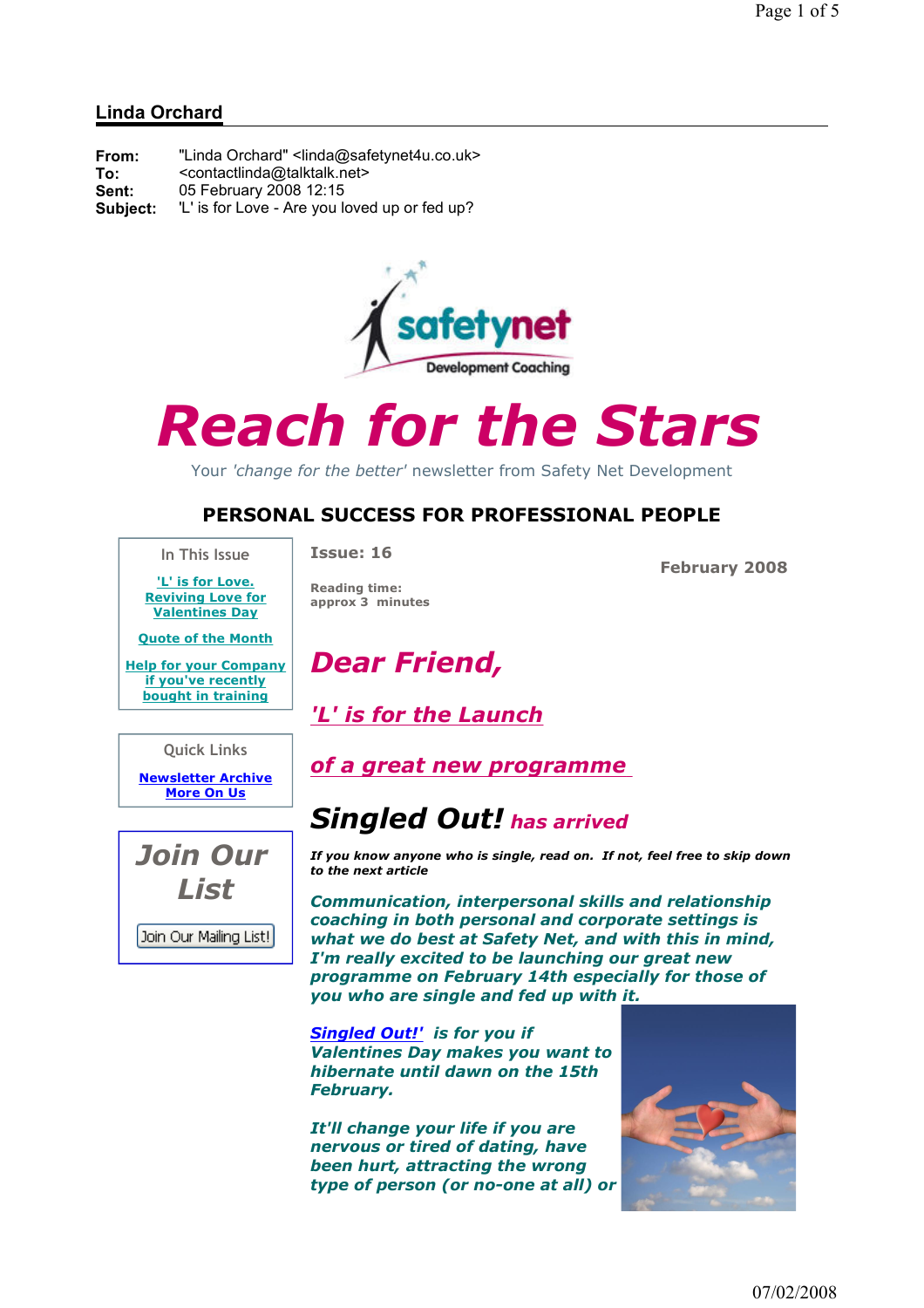## Linda Orchard

**From:** "Linda Orchard" <linda@safetynet4u.co.uk>
**To:** <contactlinda@talktalk.net>
**Sent:** 05 February 2008 12:15
**Subject:** 'L' is for Love - Are you loved up or fed up?

safetynet
Development Coaching

# Reach for the Stars

Your *'change for the better'* newsletter from Safety Net Development

## PERSONAL SUCCESS FOR PROFESSIONAL PEOPLE

**In This Issue**

- 'L' is for Love. Reviving Love for Valentines Day
- Quote of the Month
- Help for your Company if you've recently bought in training

**Quick Links**

- Newsletter Archive
- More On Us

**Join Our List**

Join Our Mailing List!

**Issue: 16**

**February 2008**

**Reading time:** approx 3 minutes

## *Dear Friend,*

## *'L' is for the Launch*

## *of a great new programme*

## *Singled Out!* has arrived

***If you know anyone who is single, read on. If not, feel free to skip down to the next article***

***Communication, interpersonal skills and relationship coaching in both personal and corporate settings is what we do best at Safety Net, and with this in mind, I'm really excited to be launching our great new programme on February 14th especially for those of you who are single and fed up with it.***

***Singled Out!' is for you if Valentines Day makes you want to hibernate until dawn on the 15th February.***

***It'll change your life if you are nervous or tired of dating, have been hurt, attracting the wrong type of person (or no-one at all) or***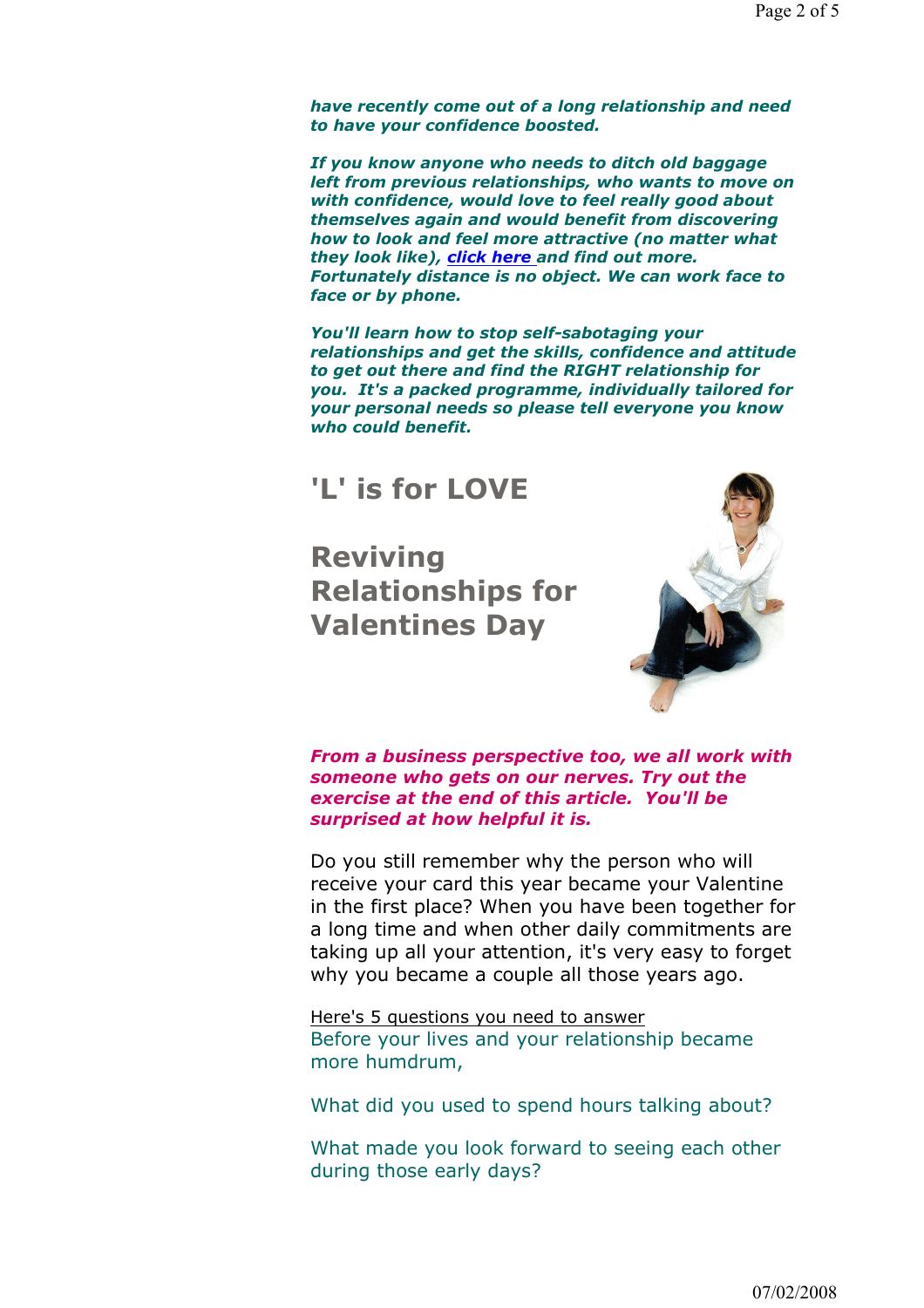***have recently come out of a long relationship and need to have your confidence boosted.***

***If you know anyone who needs to ditch old baggage left from previous relationships, who wants to move on with confidence, would love to feel really good about themselves again and would benefit from discovering how to look and feel more attractive (no matter what they look like), click here and find out more. Fortunately distance is no object. We can work face to face or by phone.***

***You'll learn how to stop self-sabotaging your relationships and get the skills, confidence and attitude to get out there and find the RIGHT relationship for you. It's a packed programme, individually tailored for your personal needs so please tell everyone you know who could benefit.***

## 'L' is for LOVE

## Reviving Relationships for Valentines Day

***From a business perspective too, we all work with someone who gets on our nerves. Try out the exercise at the end of this article. You'll be surprised at how helpful it is.***

Do you still remember why the person who will receive your card this year became your Valentine in the first place? When you have been together for a long time and when other daily commitments are taking up all your attention, it's very easy to forget why you became a couple all those years ago.

Here's 5 questions you need to answer

Before your lives and your relationship became more humdrum,

What did you used to spend hours talking about?

What made you look forward to seeing each other during those early days?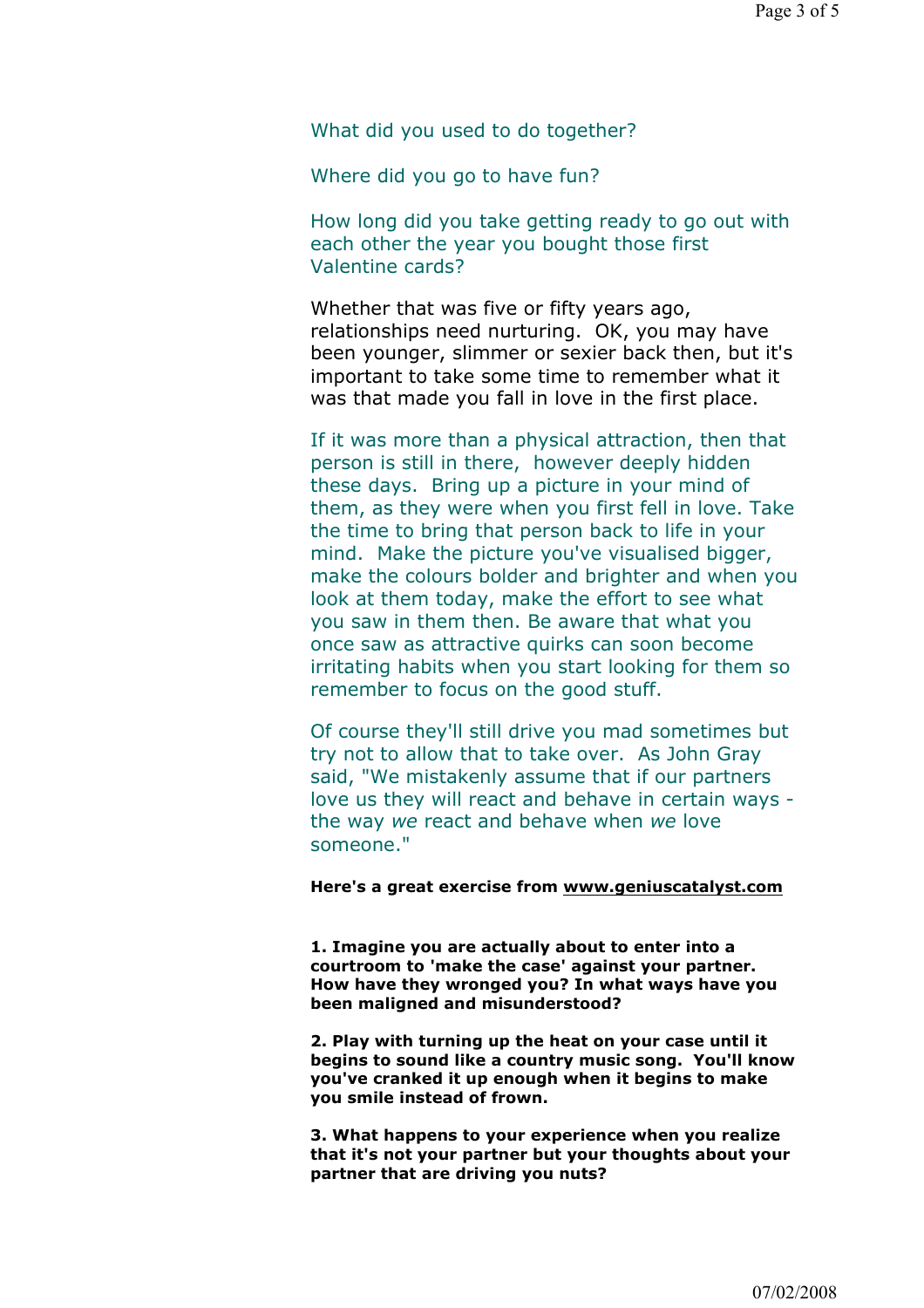What did you used to do together?

Where did you go to have fun?

How long did you take getting ready to go out with each other the year you bought those first Valentine cards?

Whether that was five or fifty years ago, relationships need nurturing.  OK, you may have been younger, slimmer or sexier back then, but it's important to take some time to remember what it was that made you fall in love in the first place.

If it was more than a physical attraction, then that person is still in there,  however deeply hidden these days.  Bring up a picture in your mind of them, as they were when you first fell in love. Take the time to bring that person back to life in your mind.  Make the picture you've visualised bigger, make the colours bolder and brighter and when you look at them today, make the effort to see what you saw in them then. Be aware that what you once saw as attractive quirks can soon become irritating habits when you start looking for them so remember to focus on the good stuff.

Of course they'll still drive you mad sometimes but try not to allow that to take over.  As John Gray said, "We mistakenly assume that if our partners love us they will react and behave in certain ways - the way *we* react and behave when *we* love someone."

**Here's a great exercise from www.geniuscatalyst.com**

**1. Imagine you are actually about to enter into a courtroom to 'make the case' against your partner. How have they wronged you? In what ways have you been maligned and misunderstood?**

**2. Play with turning up the heat on your case until it begins to sound like a country music song.  You'll know you've cranked it up enough when it begins to make you smile instead of frown.**

**3. What happens to your experience when you realize that it's not your partner but your thoughts about your partner that are driving you nuts?**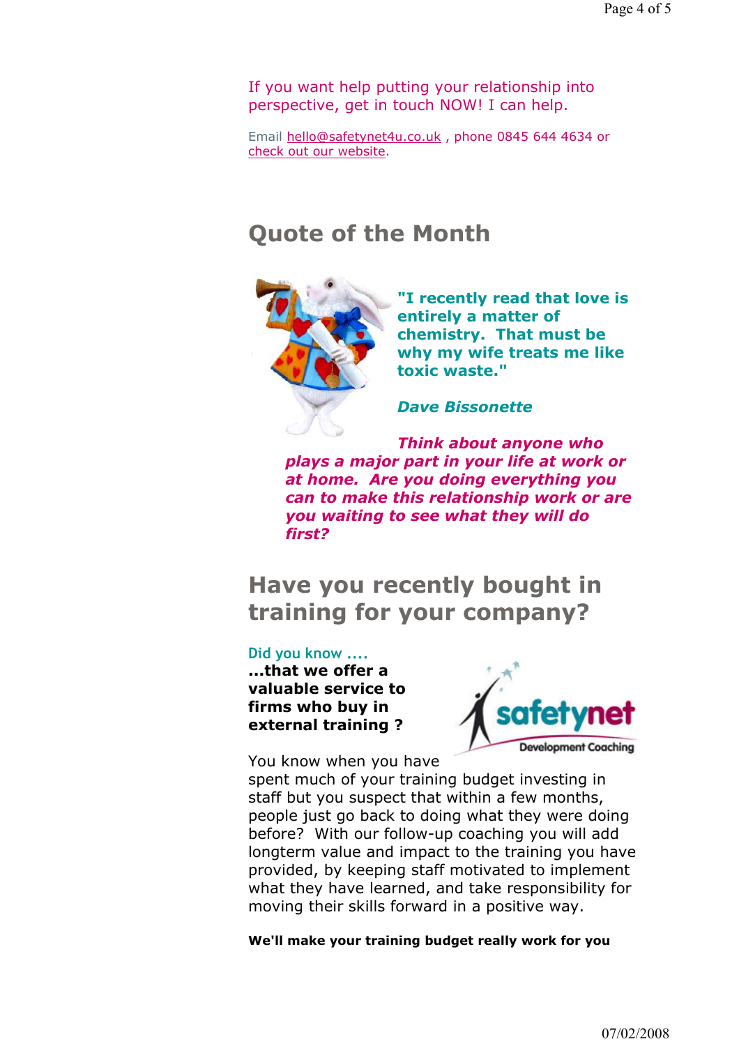If you want help putting your relationship into perspective, get in touch NOW! I can help.

Email hello@safetynet4u.co.uk , phone 0845 644 4634 or check out our website.

## Quote of the Month

**"I recently read that love is entirely a matter of chemistry. That must be why my wife treats me like toxic waste."**

***Dave Bissonette***

***Think about anyone who plays a major part in your life at work or at home. Are you doing everything you can to make this relationship work or are you waiting to see what they will do first?***

## Have you recently bought in training for your company?

Did you know ....

**...that we offer a valuable service to firms who buy in external training ?**

You know when you have spent much of your training budget investing in staff but you suspect that within a few months, people just go back to doing what they were doing before? With our follow-up coaching you will add longterm value and impact to the training you have provided, by keeping staff motivated to implement what they have learned, and take responsibility for moving their skills forward in a positive way.

**We'll make your training budget really work for you**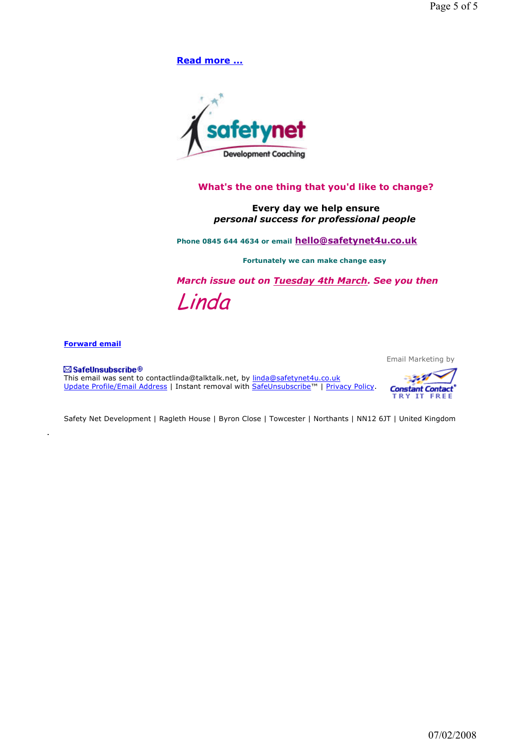**Read more ...**

safetynet
Development Coaching

**What's the one thing that you'd like to change?**

**Every day we help ensure**
***personal success for professional people***

**Phone 0845 644 4634 or email hello@safetynet4u.co.uk**

**Fortunately we can make change easy**

***March issue out on Tuesday 4th March. See you then***

*Linda*

**Forward email**

Email Marketing by

SafeUnsubscribe®
This email was sent to contactlinda@talktalk.net, by linda@safetynet4u.co.uk
Update Profile/Email Address | Instant removal with SafeUnsubscribe™ | Privacy Policy.

Constant Contact
TRY IT FREE

Safety Net Development | Ragleth House | Byron Close | Towcester | Northants | NN12 6JT | United Kingdom